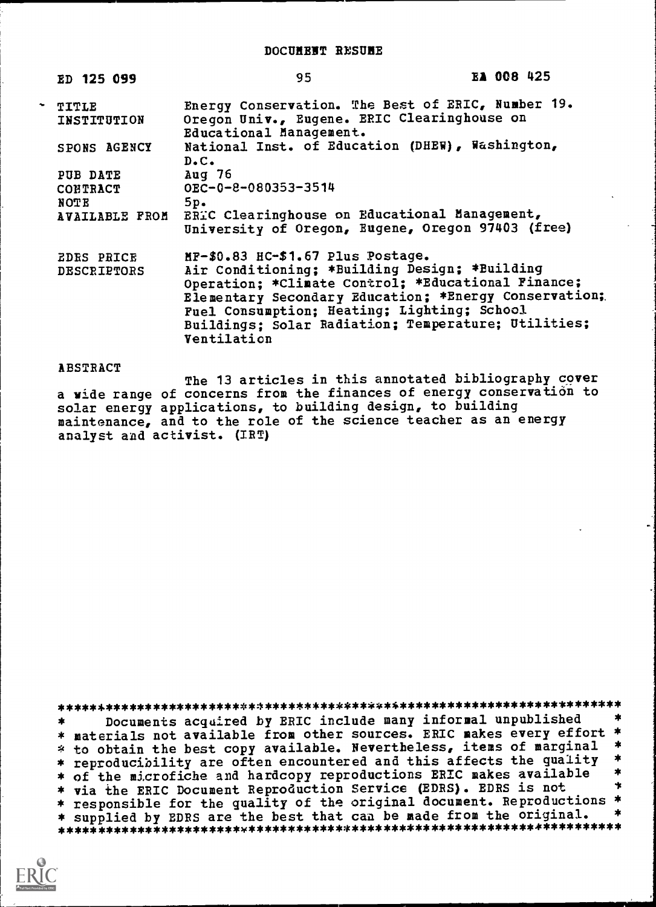# DOCUMENT RESUME

| ED 125 099 | 95 | EA 008 425 |
|---|---|---|

| | |
|---|---|
| TITLE | Energy Conservation. The Best of ERIC, Number 19. |
| INSTITUTION | Oregon Univ., Eugene. ERIC Clearinghouse on Educational Management. |
| SPONS AGENCY | National Inst. of Education (DHEW), Washington, D.C. |
| PUB DATE | Aug 76 |
| CONTRACT | OEC-0-8-080353-3514 |
| NOTE | 5p. |
| AVAILABLE FROM | ERIC Clearinghouse on Educational Management, University of Oregon, Eugene, Oregon 97403 (free) |
| EDRS PRICE | MF-$0.83 HC-$1.67 Plus Postage. |
| DESCRIPTORS | Air Conditioning; *Building Design; *Building Operation; *Climate Control; *Educational Finance; Elementary Secondary Education; *Energy Conservation; Fuel Consumption; Heating; Lighting; School Buildings; Solar Radiation; Temperature; Utilities; Ventilation |

ABSTRACT

The 13 articles in this annotated bibliography cover a wide range of concerns from the finances of energy conservation to solar energy applications, to building design, to building maintenance, and to the role of the science teacher as an energy analyst and activist. (IRT)

```
***********************************************************************
*     Documents acquired by ERIC include many informal unpublished    *
* materials not available from other sources. ERIC makes every effort *
* to obtain the best copy available. Nevertheless, items of marginal  *
* reproducibility are often encountered and this affects the quality  *
* of the microfiche and hardcopy reproductions ERIC makes available   *
* via the ERIC Document Reproduction Service (EDRS). EDRS is not      *
* responsible for the quality of the original document. Reproductions *
* supplied by EDRS are the best that can be made from the original.   *
***********************************************************************
```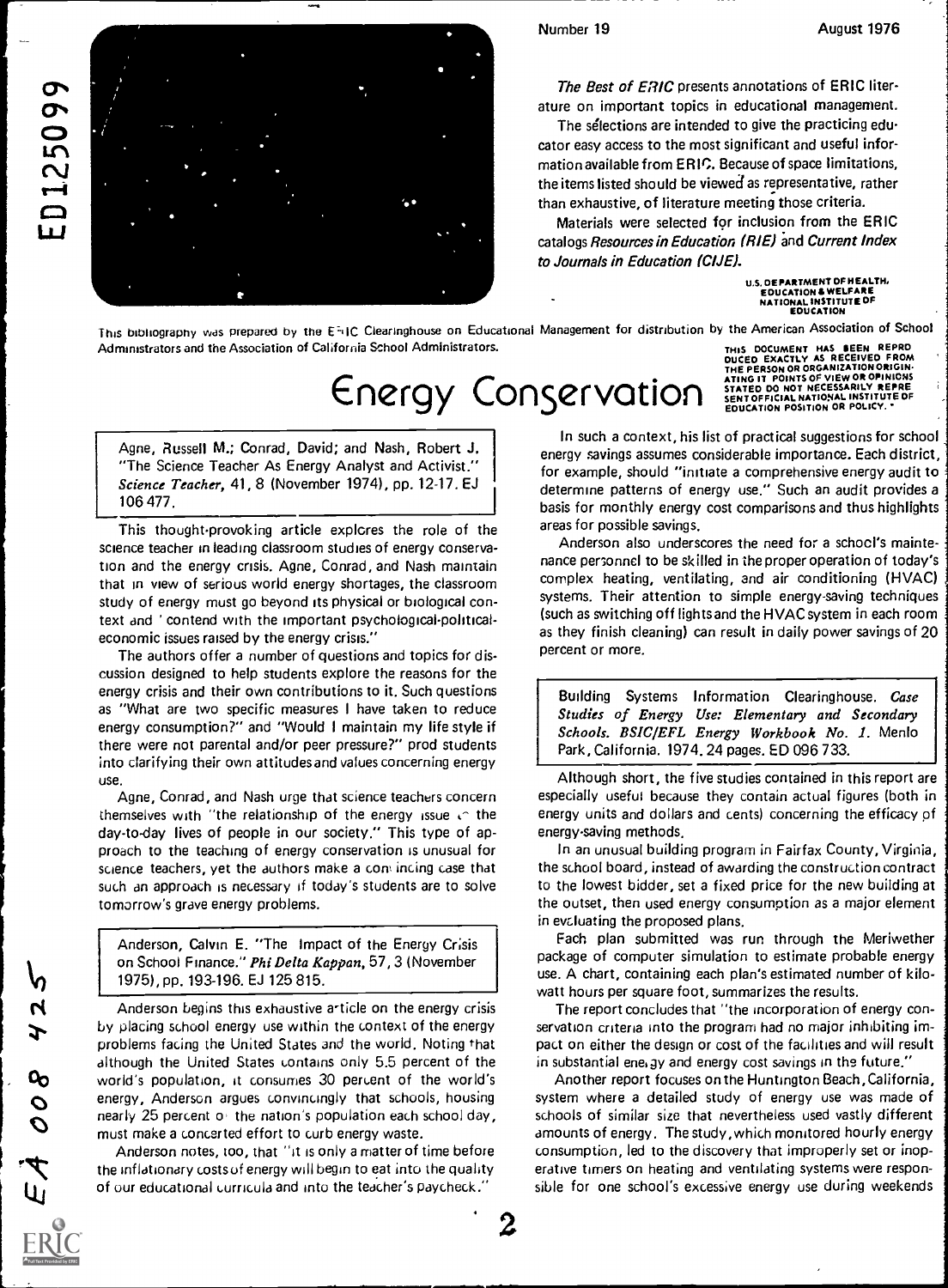Number 19

August 1976

*The Best of ERIC* presents annotations of ERIC literature on important topics in educational management.

The selections are intended to give the practicing educator easy access to the most significant and useful information available from ERIC. Because of space limitations, the items listed should be viewed as representative, rather than exhaustive, of literature meeting those criteria.

Materials were selected for inclusion from the ERIC catalogs *Resources in Education (RIE)* and *Current Index to Journals in Education (CIJE)*.

U.S. DEPARTMENT OF HEALTH, EDUCATION & WELFARE NATIONAL INSTITUTE OF EDUCATION

This bibliography was prepared by the ERIC Clearinghouse on Educational Management for distribution by the American Association of School Administrators and the Association of California School Administrators.

THIS DOCUMENT HAS BEEN REPRODUCED EXACTLY AS RECEIVED FROM THE PERSON OR ORGANIZATION ORIGINATING IT. POINTS OF VIEW OR OPINIONS STATED DO NOT NECESSARILY REPRESENT OFFICIAL NATIONAL INSTITUTE OF EDUCATION POSITION OR POLICY.

# Energy Conservation

Agne, Russell M.; Conrad, David; and Nash, Robert J. "The Science Teacher As Energy Analyst and Activist." *Science Teacher*, 41, 8 (November 1974), pp. 12-17. EJ 106 477.

This thought-provoking article explores the role of the science teacher in leading classroom studies of energy conservation and the energy crisis. Agne, Conrad, and Nash maintain that in view of serious world energy shortages, the classroom study of energy must go beyond its physical or biological context and "contend with the important psychological-political-economic issues raised by the energy crisis."

The authors offer a number of questions and topics for discussion designed to help students explore the reasons for the energy crisis and their own contributions to it. Such questions as "What are two specific measures I have taken to reduce energy consumption?" and "Would I maintain my life style if there were not parental and/or peer pressure?" prod students into clarifying their own attitudes and values concerning energy use.

Agne, Conrad, and Nash urge that science teachers concern themselves with "the relationship of the energy issue to the day-to-day lives of people in our society." This type of approach to the teaching of energy conservation is unusual for science teachers, yet the authors make a convincing case that such an approach is necessary if today's students are to solve tomorrow's grave energy problems.

Anderson, Calvin E. "The Impact of the Energy Crisis on School Finance." *Phi Delta Kappan*, 57, 3 (November 1975), pp. 193-196. EJ 125 815.

Anderson begins this exhaustive article on the energy crisis by placing school energy use within the context of the energy problems facing the United States and the world. Noting that although the United States contains only 5.5 percent of the world's population, it consumes 30 percent of the world's energy, Anderson argues convincingly that schools, housing nearly 25 percent of the nation's population each school day, must make a concerted effort to curb energy waste.

Anderson notes, too, that "it is only a matter of time before the inflationary costs of energy will begin to eat into the quality of our educational curricula and into the teacher's paycheck."

In such a context, his list of practical suggestions for school energy savings assumes considerable importance. Each district, for example, should "initiate a comprehensive energy audit to determine patterns of energy use." Such an audit provides a basis for monthly energy cost comparisons and thus highlights areas for possible savings.

Anderson also underscores the need for a school's maintenance personnel to be skilled in the proper operation of today's complex heating, ventilating, and air conditioning (HVAC) systems. Their attention to simple energy-saving techniques (such as switching off lights and the HVAC system in each room as they finish cleaning) can result in daily power savings of 20 percent or more.

Building Systems Information Clearinghouse. *Case Studies of Energy Use: Elementary and Secondary Schools. BSIC/EFL Energy Workbook No. 1.* Menlo Park, California. 1974. 24 pages. ED 096 733.

Although short, the five studies contained in this report are especially useful because they contain actual figures (both in energy units and dollars and cents) concerning the efficacy of energy-saving methods.

In an unusual building program in Fairfax County, Virginia, the school board, instead of awarding the construction contract to the lowest bidder, set a fixed price for the new building at the outset, then used energy consumption as a major element in evaluating the proposed plans.

Each plan submitted was run through the Meriwether package of computer simulation to estimate probable energy use. A chart, containing each plan's estimated number of kilowatt hours per square foot, summarizes the results.

The report concludes that "the incorporation of energy conservation criteria into the program had no major inhibiting impact on either the design or cost of the facilities and will result in substantial energy and energy cost savings in the future."

Another report focuses on the Huntington Beach, California, system where a detailed study of energy use was made of schools of similar size that nevertheless used vastly different amounts of energy. The study, which monitored hourly energy consumption, led to the discovery that improperly set or inoperative timers on heating and ventilating systems were responsible for one school's excessive energy use during weekends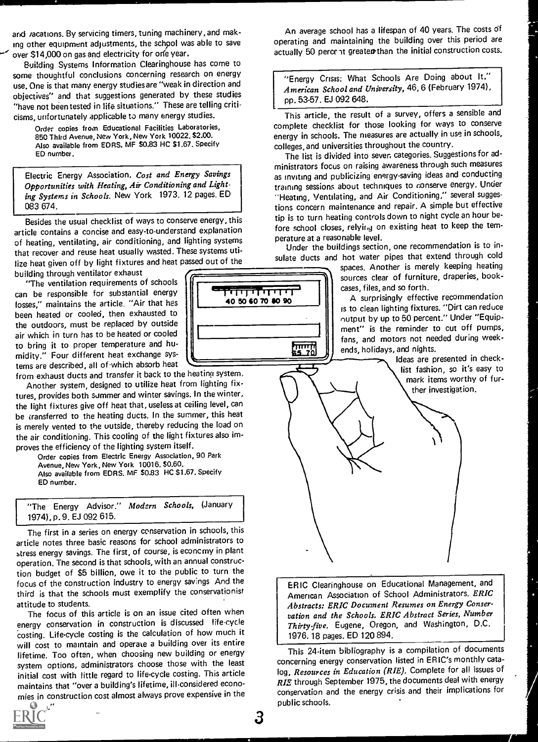and vacations. By servicing timers, tuning machinery, and making other equipment adjustments, the school was able to save over $14,000 on gas and electricity for one year.

Building Systems Information Clearinghouse has come to some thoughtful conclusions concerning research on energy use. One is that many energy studies are "weak in direction and objectives" and that suggestions generated by these studies "have not been tested in life situations." These are telling criticisms, unfortunately applicable to many energy studies.

> Order copies from Educational Facilities Laboratories, 850 Third Avenue, New York, New York 10022. $2.00.
> Also available from EDRS. MF $0.83 HC $1.67. Specify ED number.

**Electric Energy Association. *Cost and Energy Savings Opportunities with Heating, Air Conditioning and Lighting Systems in Schools.* New York 1973. 12 pages. ED 083 674.**

Besides the usual checklist of ways to conserve energy, this article contains a concise and easy-to-understand explanation of heating, ventilating, air conditioning, and lighting systems that recover and reuse heat usually wasted. These systems utilize heat given off by light fixtures and heat passed out of the building through ventilator exhaust.

"The ventilation requirements of schools can be responsible for substantial energy losses," maintains the article. "Air that has been heated or cooled, then exhausted to the outdoors, must be replaced by outside air which in turn has to be heated or cooled to bring it to proper temperature and humidity." Four different heat exchange systems are described, all of which absorb heat from exhaust ducts and transfer it back to the heating system.

Another system, designed to utilize heat from lighting fixtures, provides both summer and winter savings. In the winter, the light fixtures give off heat that, useless at ceiling level, can be transferred to the heating ducts. In the summer, this heat is merely vented to the outside, thereby reducing the load on the air conditioning. This cooling of the light fixtures also improves the efficiency of the lighting system itself.

> Order copies from Electric Energy Association, 90 Park Avenue, New York, New York 10016. $0.60.
> Also available from EDRS. MF $0.83 HC $1.67. Specify ED number.

**"The Energy Advisor." *Modern Schools,* (January 1974), p. 9. EJ 092 615.**

The first in a series on energy conservation in schools, this article notes three basic reasons for school administrators to stress energy savings. The first, of course, is economy in plant operation. The second is that schools, with an annual construction budget of $5 billion, owe it to the public to turn the focus of the construction industry to energy savings. And the third is that the schools must exemplify the conservationist attitude to students.

The focus of this article is on an issue cited often when energy conservation in construction is discussed: life-cycle costing. Life-cycle costing is the calculation of how much it will cost to maintain and operate a building over its entire lifetime. Too often, when choosing new building or energy system options, administrators choose those with the least initial cost with little regard to life-cycle costing. This article maintains that "over a building's lifetime, ill-considered economies in construction cost almost always prove expensive in the long run."

An average school has a lifespan of 40 years. The costs of operating and maintaining the building over this period are actually 50 percent greater than the initial construction costs.

**"Energy Crisis: What Schools Are Doing about It." *American School and University,* 46, 6 (February 1974), pp. 53-57. EJ 092 648.**

This article, the result of a survey, offers a sensible and complete checklist for those looking for ways to conserve energy in schools. The measures are actually in use in schools, colleges, and universities throughout the country.

The list is divided into seven categories. Suggestions for administrators focus on raising awareness through such measures as inviting and publicizing energy-saving ideas and conducting training sessions about techniques to conserve energy. Under "Heating, Ventilating, and Air Conditioning," several suggestions concern maintenance and repair. A simple but effective tip is to turn heating controls down to night cycle an hour before school closes, relying on existing heat to keep the temperature at a reasonable level.

Under the buildings section, one recommendation is to insulate ducts and hot water pipes that extend through cold spaces. Another is merely keeping heating sources clear of furniture, draperies, bookcases, files, and so forth.

A surprisingly effective recommendation is to clean lighting fixtures. "Dirt can reduce output by up to 50 percent." Under "Equipment" is the reminder to cut off pumps, fans, and motors not needed during weekends, holidays, and nights.

Ideas are presented in checklist fashion, so it's easy to mark items worthy of further investigation.

**ERIC Clearinghouse on Educational Management, and American Association of School Administrators. *ERIC Abstracts: ERIC Document Resumes on Energy Conservation and the Schools. ERIC Abstract Series, Number Thirty-five.* Eugene, Oregon, and Washington, D.C. 1976. 18 pages. ED 120 894.**

This 24-item bibliography is a compilation of documents concerning energy conservation listed in ERIC's monthly catalog, *Resources in Education (RIE).* Complete for all issues of *RIE* through September 1975, the documents deal with energy conservation and the energy crisis and their implications for public schools.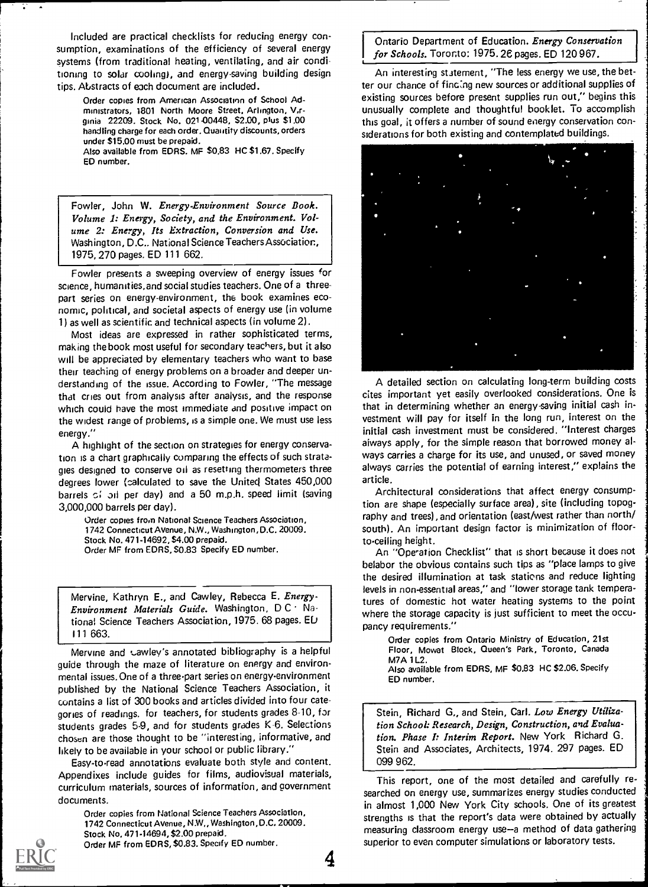Included are practical checklists for reducing energy consumption, examinations of the efficiency of several energy systems (from traditional heating, ventilating, and air conditioning to solar cooling), and energy-saving building design tips. Abstracts of each document are included.

> Order copies from American Association of School Administrators, 1801 North Moore Street, Arlington, Virginia 22209. Stock No. 021-00448, $2.00, plus $1.00 handling charge for each order. Quantity discounts, orders under $15.00 must be prepaid.
> Also available from EDRS. MF $0.83 HC $1.67. Specify ED number.

Fowler, John W. *Energy-Environment Source Book. Volume 1: Energy, Society, and the Environment. Volume 2: Energy, Its Extraction, Conversion and Use.* Washington, D.C.. National Science Teachers Association, 1975, 270 pages. ED 111 662.

Fowler presents a sweeping overview of energy issues for science, humanities, and social studies teachers. One of a three-part series on energy-environment, the book examines economic, political, and societal aspects of energy use (in volume 1) as well as scientific and technical aspects (in volume 2).

Most ideas are expressed in rather sophisticated terms, making the book most useful for secondary teachers, but it also will be appreciated by elementary teachers who want to base their teaching of energy problems on a broader and deeper understanding of the issue. According to Fowler, "The message that cries out from analysis after analysis, and the response which could have the most immediate and positive impact on the widest range of problems, is a simple one. We must use less energy."

A highlight of the section on strategies for energy conservation is a chart graphically comparing the effects of such strategies designed to conserve oil as resetting thermometers three degrees lower (calculated to save the United States 450,000 barrels of oil per day) and a 50 m.p.h. speed limit (saving 3,000,000 barrels per day).

> Order copies from National Science Teachers Association, 1742 Connecticut Avenue, N.W., Washington, D.C. 20009. Stock No. 471-14692, $4.00 prepaid.
> Order MF from EDRS, $0.83 Specify ED number.

Mervine, Kathryn E., and Cawley, Rebecca E. *Energy-Environment Materials Guide.* Washington, D.C.: National Science Teachers Association, 1975. 68 pages. ED 111 663.

Mervine and Cawley's annotated bibliography is a helpful guide through the maze of literature on energy and environmental issues. One of a three-part series on energy-environment published by the National Science Teachers Association, it contains a list of 300 books and articles divided into four categories of readings: for teachers, for students grades 8-10, for students grades 5-9, and for students grades K-6. Selections chosen are those thought to be "interesting, informative, and likely to be available in your school or public library."

Easy-to-read annotations evaluate both style and content. Appendixes include guides for films, audiovisual materials, curriculum materials, sources of information, and government documents.

> Order copies from National Science Teachers Association, 1742 Connecticut Avenue, N.W., Washington, D.C. 20009. Stock No. 471-14694, $2.00 prepaid.
> Order MF from EDRS, $0.83. Specify ED number.

Ontario Department of Education. *Energy Conservation for Schools.* Toronto: 1975. 26 pages. ED 120 967.

An interesting statement, "The less energy we use, the better our chance of finding new sources or additional supplies of existing sources before present supplies run out," begins this unusually complete and thoughtful booklet. To accomplish this goal, it offers a number of sound energy conservation considerations for both existing and contemplated buildings.

A detailed section on calculating long-term building costs cites important yet easily overlooked considerations. One is that in determining whether an energy-saving initial cash investment will pay for itself in the long run, interest on the initial cash investment must be considered. "Interest charges always apply, for the simple reason that borrowed money always carries a charge for its use, and unused, or saved money always carries the potential of earning interest," explains the article.

Architectural considerations that affect energy consumption are shape (especially surface area), site (including topography and trees), and orientation (east/west rather than north/south). An important design factor is minimization of floor-to-ceiling height.

An "Operation Checklist" that is short because it does not belabor the obvious contains such tips as "place lamps to give the desired illumination at task stations and reduce lighting levels in non-essential areas," and "lower storage tank temperatures of domestic hot water heating systems to the point where the storage capacity is just sufficient to meet the occupancy requirements."

> Order copies from Ontario Ministry of Education, 21st Floor, Mowat Block, Queen's Park, Toronto, Canada M7A 1L2.
> Also available from EDRS, MF $0.83 HC $2.06. Specify ED number.

Stein, Richard G., and Stein, Carl. *Low Energy Utilization School: Research, Design, Construction, and Evaluation. Phase I: Interim Report.* New York: Richard G. Stein and Associates, Architects, 1974. 297 pages. ED 099 962.

This report, one of the most detailed and carefully researched on energy use, summarizes energy studies conducted in almost 1,000 New York City schools. One of its greatest strengths is that the report's data were obtained by actually measuring classroom energy use—a method of data gathering superior to even computer simulations or laboratory tests.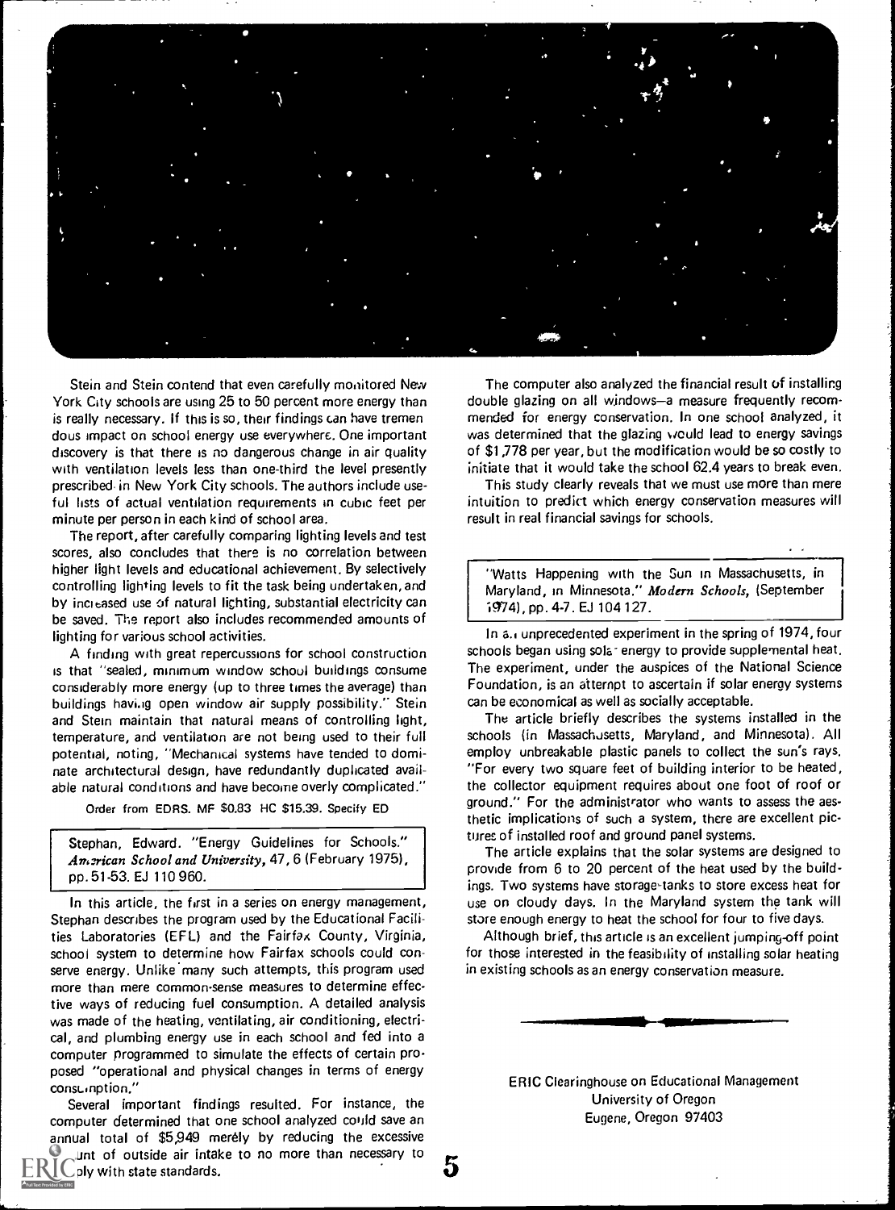Stein and Stein contend that even carefully monitored New York City schools are using 25 to 50 percent more energy than is really necessary. If this is so, their findings can have tremendous impact on school energy use everywhere. One important discovery is that there is no dangerous change in air quality with ventilation levels less than one-third the level presently prescribed in New York City schools. The authors include useful lists of actual ventilation requirements in cubic feet per minute per person in each kind of school area.

The report, after carefully comparing lighting levels and test scores, also concludes that there is no correlation between higher light levels and educational achievement. By selectively controlling lighting levels to fit the task being undertaken, and by increased use of natural lighting, substantial electricity can be saved. The report also includes recommended amounts of lighting for various school activities.

A finding with great repercussions for school construction is that "sealed, minimum window school buildings consume considerably more energy (up to three times the average) than buildings having open window air supply possibility." Stein and Stein maintain that natural means of controlling light, temperature, and ventilation are not being used to their full potential, noting, "Mechanical systems have tended to dominate architectural design, have redundantly duplicated available natural conditions and have become overly complicated."

Order from EDRS. MF $0.83 HC $15.39. Specify ED

Stephan, Edward. "Energy Guidelines for Schools." *American School and University*, 47, 6 (February 1975), pp. 51-53. EJ 110 960.

In this article, the first in a series on energy management, Stephan describes the program used by the Educational Facilities Laboratories (EFL) and the Fairfax County, Virginia, school system to determine how Fairfax schools could conserve energy. Unlike many such attempts, this program used more than mere common-sense measures to determine effective ways of reducing fuel consumption. A detailed analysis was made of the heating, ventilating, air conditioning, electrical, and plumbing energy use in each school and fed into a computer programmed to simulate the effects of certain proposed "operational and physical changes in terms of energy consumption."

Several important findings resulted. For instance, the computer determined that one school analyzed could save an annual total of $5,949 merely by reducing the excessive amount of outside air intake to no more than necessary to comply with state standards.

The computer also analyzed the financial result of installing double glazing on all windows—a measure frequently recommended for energy conservation. In one school analyzed, it was determined that the glazing would lead to energy savings of $1,778 per year, but the modification would be so costly to initiate that it would take the school 62.4 years to break even.

This study clearly reveals that we must use more than mere intuition to predict which energy conservation measures will result in real financial savings for schools.

"Watts Happening with the Sun in Massachusetts, in Maryland, in Minnesota." *Modern Schools*, (September 1974), pp. 4-7. EJ 104 127.

In an unprecedented experiment in the spring of 1974, four schools began using solar energy to provide supplemental heat. The experiment, under the auspices of the National Science Foundation, is an attempt to ascertain if solar energy systems can be economical as well as socially acceptable.

The article briefly describes the systems installed in the schools (in Massachusetts, Maryland, and Minnesota). All employ unbreakable plastic panels to collect the sun's rays. "For every two square feet of building interior to be heated, the collector equipment requires about one foot of roof or ground." For the administrator who wants to assess the aesthetic implications of such a system, there are excellent pictures of installed roof and ground panel systems.

The article explains that the solar systems are designed to provide from 6 to 20 percent of the heat used by the buildings. Two systems have storage tanks to store excess heat for use on cloudy days. In the Maryland system the tank will store enough energy to heat the school for four to five days.

Although brief, this article is an excellent jumping-off point for those interested in the feasibility of installing solar heating in existing schools as an energy conservation measure.

ERIC Clearinghouse on Educational Management
University of Oregon
Eugene, Oregon 97403